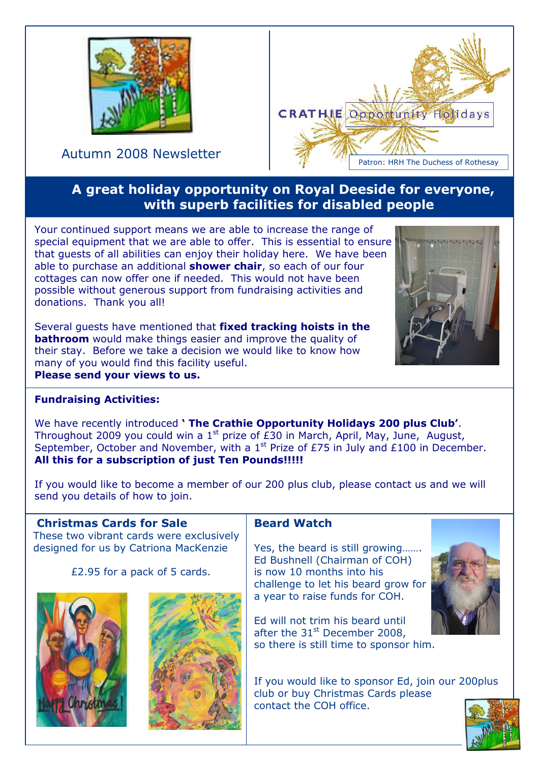Autumn 2008 Newsletter

CRATHIE Opportunity Holidays

Patron: HRH The Duchess of Rothesay

## A great holiday opportunity on Royal Deeside for everyone, with superb facilities for disabled people

Your continued support means we are able to increase the range of special equipment that we are able to offer. This is essential to ensure that guests of all abilities can enjoy their holiday here. We have been able to purchase an additional **shower chair**, so each of our four cottages can now offer one if needed. This would not have been possible without generous support from fundraising activities and donations. Thank you all!

Several guests have mentioned that **fixed tracking hoists in the bathroom** would make things easier and improve the quality of their stay. Before we take a decision we would like to know how many of you would find this facility useful.
**Please send your views to us.**

### Fundraising Activities:

We have recently introduced **' The Crathie Opportunity Holidays 200 plus Club'**. Throughout 2009 you could win a 1st prize of £30 in March, April, May, June, August, September, October and November, with a 1st Prize of £75 in July and £100 in December.
**All this for a subscription of just Ten Pounds!!!!!**

If you would like to become a member of our 200 plus club, please contact us and we will send you details of how to join.

### Christmas Cards for Sale

These two vibrant cards were exclusively designed for us by Catriona MacKenzie

£2.95 for a pack of 5 cards.

### Beard Watch

Yes, the beard is still growing……. Ed Bushnell (Chairman of COH) is now 10 months into his challenge to let his beard grow for a year to raise funds for COH.

Ed will not trim his beard until after the 31st December 2008, so there is still time to sponsor him.

If you would like to sponsor Ed, join our 200plus club or buy Christmas Cards please contact the COH office.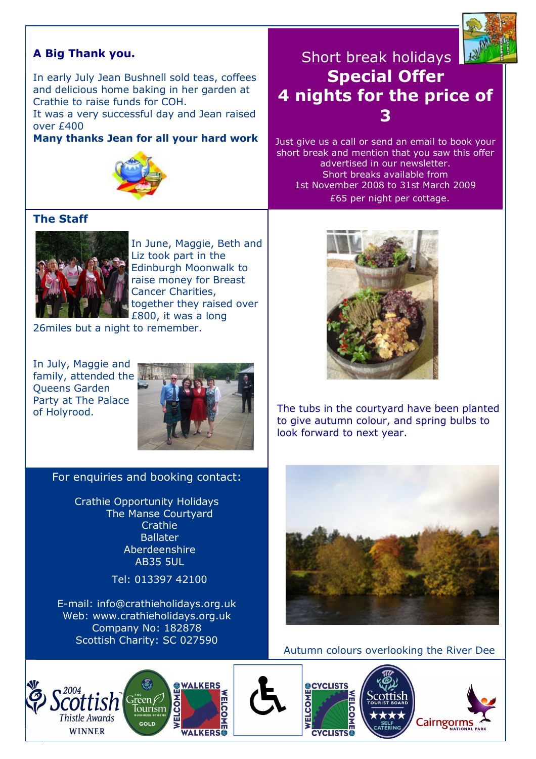### A Big Thank you.

In early July Jean Bushnell sold teas, coffees and delicious home baking in her garden at Crathie to raise funds for COH.
It was a very successful day and Jean raised over £400

**Many thanks Jean for all your hard work**

## Short break holidays
## Special Offer
## 4 nights for the price of 3

Just give us a call or send an email to book your short break and mention that you saw this offer advertised in our newsletter.
Short breaks available from
1st November 2008 to 31st March 2009
£65 per night per cottage.

### The Staff

In June, Maggie, Beth and Liz took part in the Edinburgh Moonwalk to raise money for Breast Cancer Charities, together they raised over £800, it was a long 26miles but a night to remember.

In July, Maggie and family, attended the Queens Garden Party at The Palace of Holyrood.

The tubs in the courtyard have been planted to give autumn colour, and spring bulbs to look forward to next year.

For enquiries and booking contact:

Crathie Opportunity Holidays
The Manse Courtyard
Crathie
Ballater
Aberdeenshire
AB35 5UL

Tel: 013397 42100

E-mail: info@crathieholidays.org.uk
Web: www.crathieholidays.org.uk
Company No: 182878
Scottish Charity: SC 027590

Autumn colours overlooking the River Dee

2004 Scottish Thistle Awards WINNER

The Green Tourism Business Scheme GOLD

WELCOME WALKERS

WELCOME CYCLISTS

Scottish Tourist Board ★★★★ SELF CATERING

Cairngorms National Park